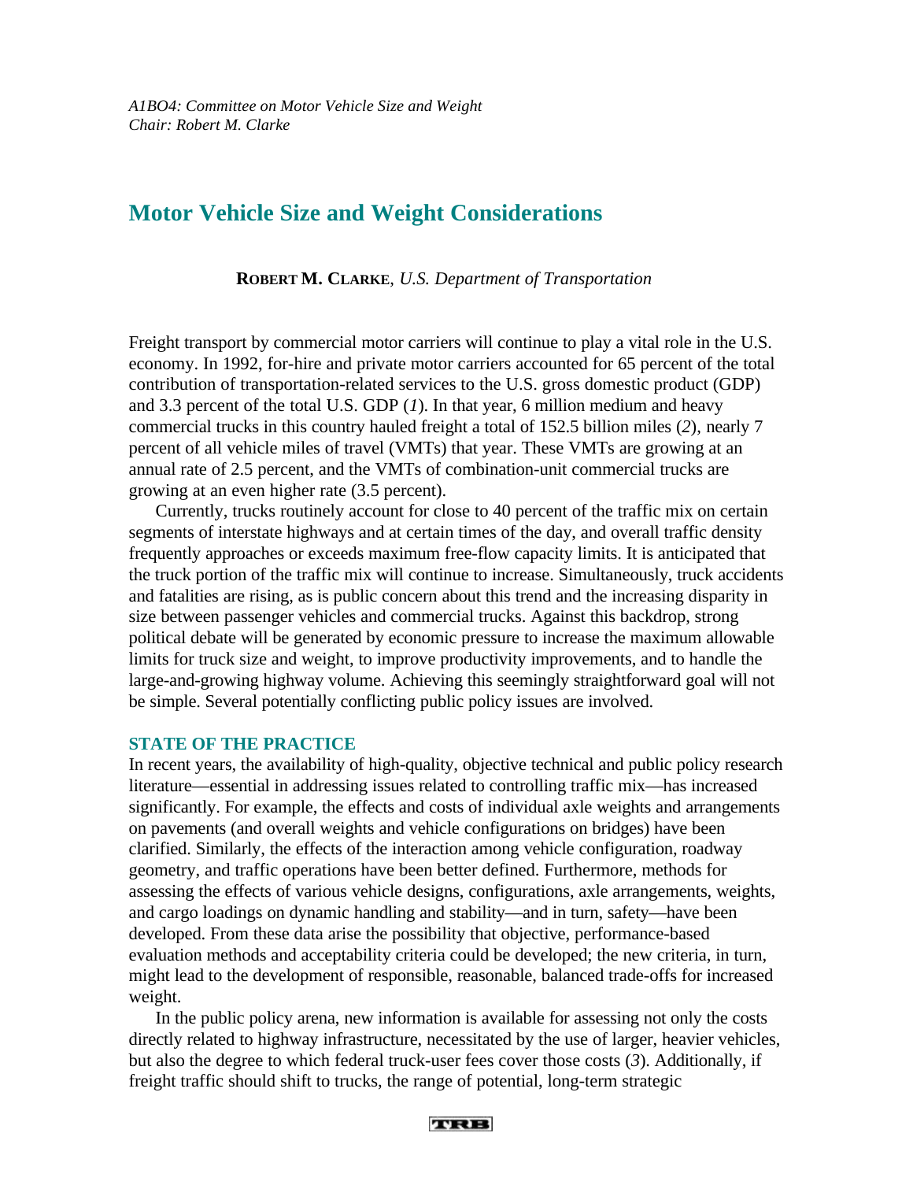*A1BO4: Committee on Motor Vehicle Size and Weight*
*Chair: Robert M. Clarke*

# Motor Vehicle Size and Weight Considerations

**ROBERT M. CLARKE**, *U.S. Department of Transportation*

Freight transport by commercial motor carriers will continue to play a vital role in the U.S. economy. In 1992, for-hire and private motor carriers accounted for 65 percent of the total contribution of transportation-related services to the U.S. gross domestic product (GDP) and 3.3 percent of the total U.S. GDP (*1*). In that year, 6 million medium and heavy commercial trucks in this country hauled freight a total of 152.5 billion miles (*2*), nearly 7 percent of all vehicle miles of travel (VMTs) that year. These VMTs are growing at an annual rate of 2.5 percent, and the VMTs of combination-unit commercial trucks are growing at an even higher rate (3.5 percent).

Currently, trucks routinely account for close to 40 percent of the traffic mix on certain segments of interstate highways and at certain times of the day, and overall traffic density frequently approaches or exceeds maximum free-flow capacity limits. It is anticipated that the truck portion of the traffic mix will continue to increase. Simultaneously, truck accidents and fatalities are rising, as is public concern about this trend and the increasing disparity in size between passenger vehicles and commercial trucks. Against this backdrop, strong political debate will be generated by economic pressure to increase the maximum allowable limits for truck size and weight, to improve productivity improvements, and to handle the large-and-growing highway volume. Achieving this seemingly straightforward goal will not be simple. Several potentially conflicting public policy issues are involved.

## STATE OF THE PRACTICE

In recent years, the availability of high-quality, objective technical and public policy research literature—essential in addressing issues related to controlling traffic mix—has increased significantly. For example, the effects and costs of individual axle weights and arrangements on pavements (and overall weights and vehicle configurations on bridges) have been clarified. Similarly, the effects of the interaction among vehicle configuration, roadway geometry, and traffic operations have been better defined. Furthermore, methods for assessing the effects of various vehicle designs, configurations, axle arrangements, weights, and cargo loadings on dynamic handling and stability—and in turn, safety—have been developed. From these data arise the possibility that objective, performance-based evaluation methods and acceptability criteria could be developed; the new criteria, in turn, might lead to the development of responsible, reasonable, balanced trade-offs for increased weight.

In the public policy arena, new information is available for assessing not only the costs directly related to highway infrastructure, necessitated by the use of larger, heavier vehicles, but also the degree to which federal truck-user fees cover those costs (*3*). Additionally, if freight traffic should shift to trucks, the range of potential, long-term strategic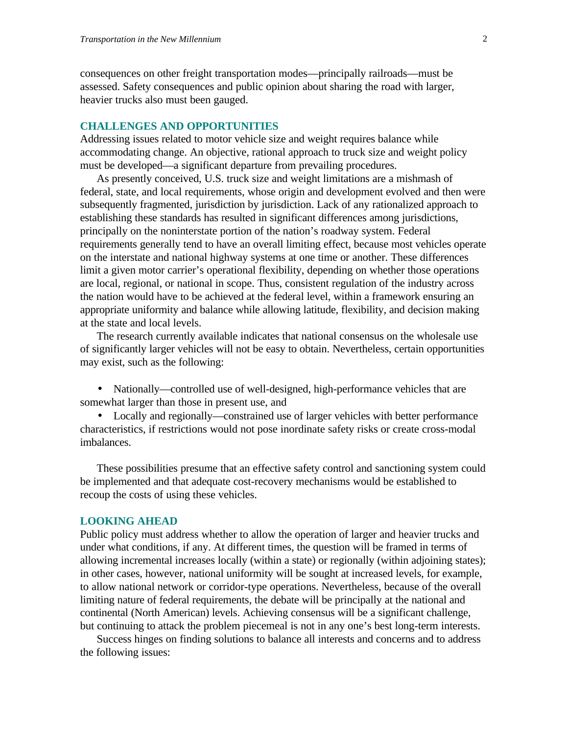consequences on other freight transportation modes—principally railroads—must be assessed. Safety consequences and public opinion about sharing the road with larger, heavier trucks also must been gauged.

## CHALLENGES AND OPPORTUNITIES

Addressing issues related to motor vehicle size and weight requires balance while accommodating change. An objective, rational approach to truck size and weight policy must be developed—a significant departure from prevailing procedures.

As presently conceived, U.S. truck size and weight limitations are a mishmash of federal, state, and local requirements, whose origin and development evolved and then were subsequently fragmented, jurisdiction by jurisdiction. Lack of any rationalized approach to establishing these standards has resulted in significant differences among jurisdictions, principally on the noninterstate portion of the nation's roadway system. Federal requirements generally tend to have an overall limiting effect, because most vehicles operate on the interstate and national highway systems at one time or another. These differences limit a given motor carrier's operational flexibility, depending on whether those operations are local, regional, or national in scope. Thus, consistent regulation of the industry across the nation would have to be achieved at the federal level, within a framework ensuring an appropriate uniformity and balance while allowing latitude, flexibility, and decision making at the state and local levels.

The research currently available indicates that national consensus on the wholesale use of significantly larger vehicles will not be easy to obtain. Nevertheless, certain opportunities may exist, such as the following:

- Nationally—controlled use of well-designed, high-performance vehicles that are somewhat larger than those in present use, and
- Locally and regionally—constrained use of larger vehicles with better performance characteristics, if restrictions would not pose inordinate safety risks or create cross-modal imbalances.

These possibilities presume that an effective safety control and sanctioning system could be implemented and that adequate cost-recovery mechanisms would be established to recoup the costs of using these vehicles.

## LOOKING AHEAD

Public policy must address whether to allow the operation of larger and heavier trucks and under what conditions, if any. At different times, the question will be framed in terms of allowing incremental increases locally (within a state) or regionally (within adjoining states); in other cases, however, national uniformity will be sought at increased levels, for example, to allow national network or corridor-type operations. Nevertheless, because of the overall limiting nature of federal requirements, the debate will be principally at the national and continental (North American) levels. Achieving consensus will be a significant challenge, but continuing to attack the problem piecemeal is not in any one's best long-term interests.

Success hinges on finding solutions to balance all interests and concerns and to address the following issues: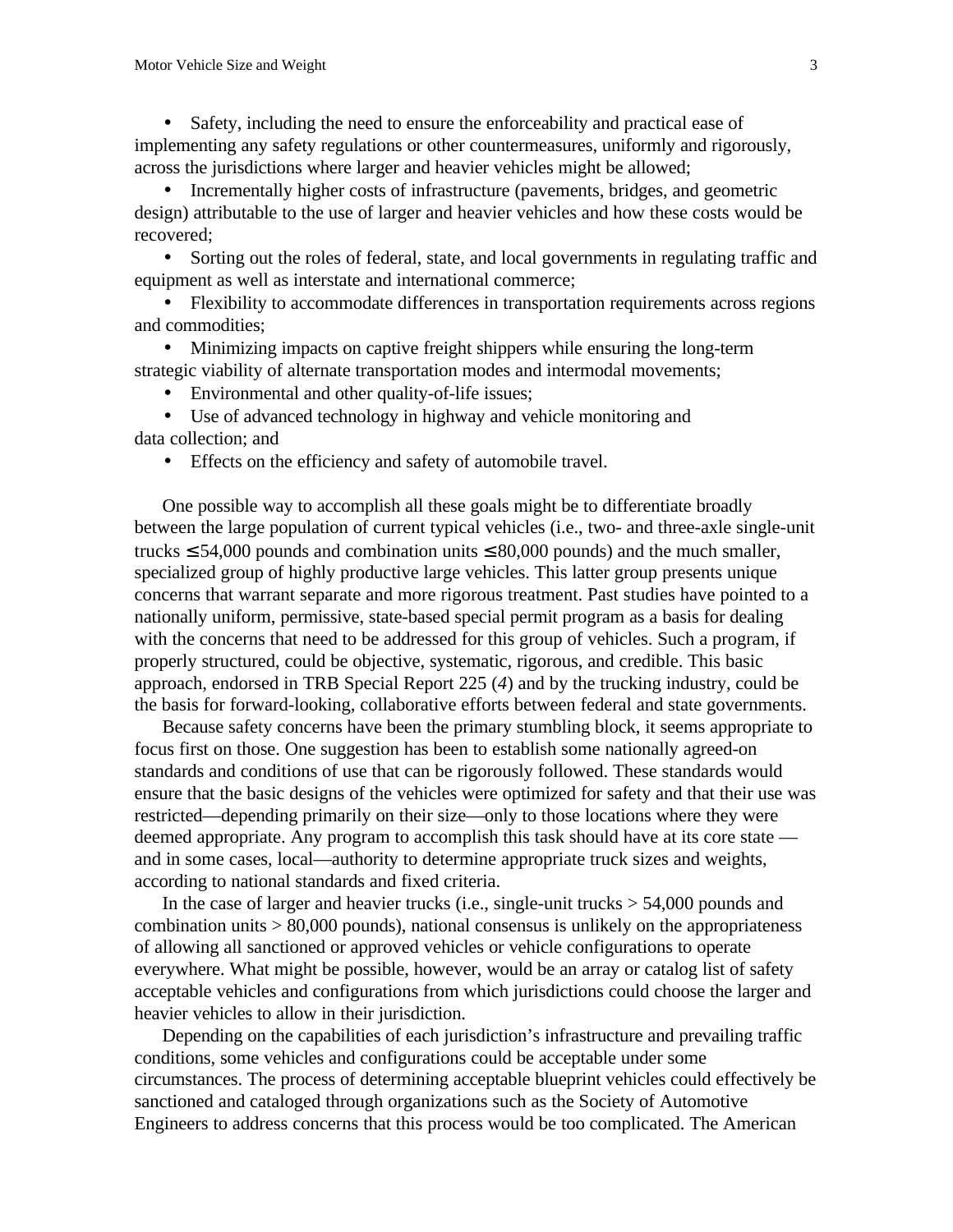- Safety, including the need to ensure the enforceability and practical ease of implementing any safety regulations or other countermeasures, uniformly and rigorously, across the jurisdictions where larger and heavier vehicles might be allowed;
- Incrementally higher costs of infrastructure (pavements, bridges, and geometric design) attributable to the use of larger and heavier vehicles and how these costs would be recovered;
- Sorting out the roles of federal, state, and local governments in regulating traffic and equipment as well as interstate and international commerce;
- Flexibility to accommodate differences in transportation requirements across regions and commodities;
- Minimizing impacts on captive freight shippers while ensuring the long-term strategic viability of alternate transportation modes and intermodal movements;
- Environmental and other quality-of-life issues;
- Use of advanced technology in highway and vehicle monitoring and data collection; and
- Effects on the efficiency and safety of automobile travel.

One possible way to accomplish all these goals might be to differentiate broadly between the large population of current typical vehicles (i.e., two- and three-axle single-unit trucks ≤ 54,000 pounds and combination units ≤ 80,000 pounds) and the much smaller, specialized group of highly productive large vehicles. This latter group presents unique concerns that warrant separate and more rigorous treatment. Past studies have pointed to a nationally uniform, permissive, state-based special permit program as a basis for dealing with the concerns that need to be addressed for this group of vehicles. Such a program, if properly structured, could be objective, systematic, rigorous, and credible. This basic approach, endorsed in TRB Special Report 225 (*4*) and by the trucking industry, could be the basis for forward-looking, collaborative efforts between federal and state governments.

Because safety concerns have been the primary stumbling block, it seems appropriate to focus first on those. One suggestion has been to establish some nationally agreed-on standards and conditions of use that can be rigorously followed. These standards would ensure that the basic designs of the vehicles were optimized for safety and that their use was restricted—depending primarily on their size—only to those locations where they were deemed appropriate. Any program to accomplish this task should have at its core state —and in some cases, local—authority to determine appropriate truck sizes and weights, according to national standards and fixed criteria.

In the case of larger and heavier trucks (i.e., single-unit trucks > 54,000 pounds and combination units > 80,000 pounds), national consensus is unlikely on the appropriateness of allowing all sanctioned or approved vehicles or vehicle configurations to operate everywhere. What might be possible, however, would be an array or catalog list of safety acceptable vehicles and configurations from which jurisdictions could choose the larger and heavier vehicles to allow in their jurisdiction.

Depending on the capabilities of each jurisdiction's infrastructure and prevailing traffic conditions, some vehicles and configurations could be acceptable under some circumstances. The process of determining acceptable blueprint vehicles could effectively be sanctioned and cataloged through organizations such as the Society of Automotive Engineers to address concerns that this process would be too complicated. The American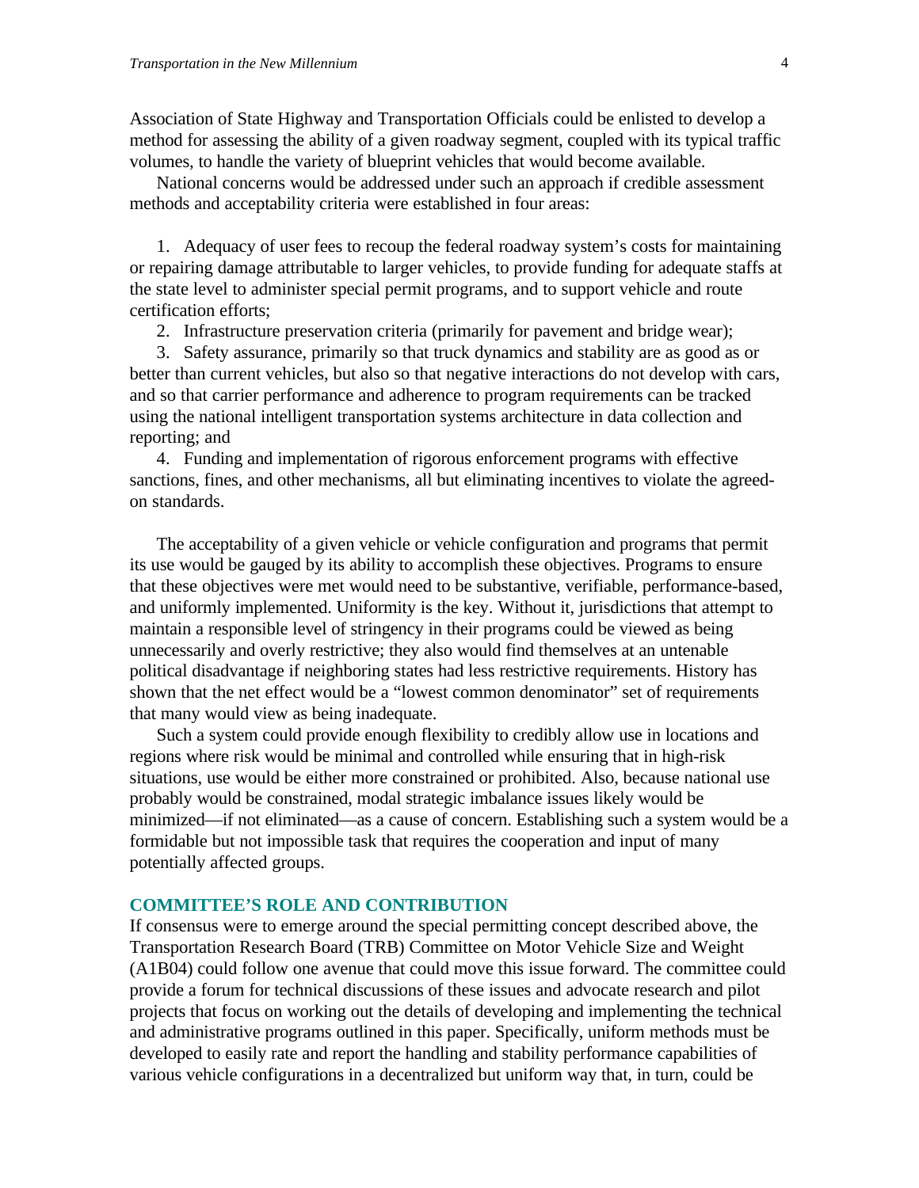Association of State Highway and Transportation Officials could be enlisted to develop a method for assessing the ability of a given roadway segment, coupled with its typical traffic volumes, to handle the variety of blueprint vehicles that would become available.

National concerns would be addressed under such an approach if credible assessment methods and acceptability criteria were established in four areas:

1. Adequacy of user fees to recoup the federal roadway system's costs for maintaining or repairing damage attributable to larger vehicles, to provide funding for adequate staffs at the state level to administer special permit programs, and to support vehicle and route certification efforts;
2. Infrastructure preservation criteria (primarily for pavement and bridge wear);
3. Safety assurance, primarily so that truck dynamics and stability are as good as or better than current vehicles, but also so that negative interactions do not develop with cars, and so that carrier performance and adherence to program requirements can be tracked using the national intelligent transportation systems architecture in data collection and reporting; and
4. Funding and implementation of rigorous enforcement programs with effective sanctions, fines, and other mechanisms, all but eliminating incentives to violate the agreed-on standards.

The acceptability of a given vehicle or vehicle configuration and programs that permit its use would be gauged by its ability to accomplish these objectives. Programs to ensure that these objectives were met would need to be substantive, verifiable, performance-based, and uniformly implemented. Uniformity is the key. Without it, jurisdictions that attempt to maintain a responsible level of stringency in their programs could be viewed as being unnecessarily and overly restrictive; they also would find themselves at an untenable political disadvantage if neighboring states had less restrictive requirements. History has shown that the net effect would be a "lowest common denominator" set of requirements that many would view as being inadequate.

Such a system could provide enough flexibility to credibly allow use in locations and regions where risk would be minimal and controlled while ensuring that in high-risk situations, use would be either more constrained or prohibited. Also, because national use probably would be constrained, modal strategic imbalance issues likely would be minimized—if not eliminated—as a cause of concern. Establishing such a system would be a formidable but not impossible task that requires the cooperation and input of many potentially affected groups.

## COMMITTEE'S ROLE AND CONTRIBUTION

If consensus were to emerge around the special permitting concept described above, the Transportation Research Board (TRB) Committee on Motor Vehicle Size and Weight (A1B04) could follow one avenue that could move this issue forward. The committee could provide a forum for technical discussions of these issues and advocate research and pilot projects that focus on working out the details of developing and implementing the technical and administrative programs outlined in this paper. Specifically, uniform methods must be developed to easily rate and report the handling and stability performance capabilities of various vehicle configurations in a decentralized but uniform way that, in turn, could be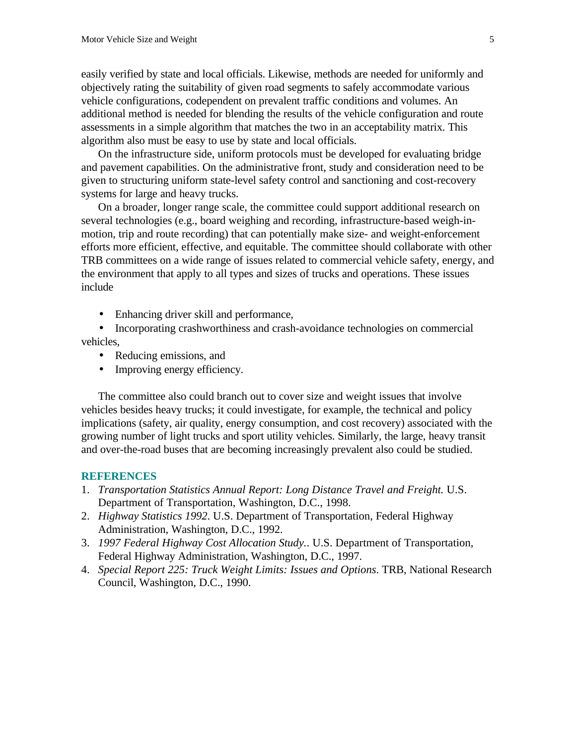easily verified by state and local officials. Likewise, methods are needed for uniformly and objectively rating the suitability of given road segments to safely accommodate various vehicle configurations, codependent on prevalent traffic conditions and volumes. An additional method is needed for blending the results of the vehicle configuration and route assessments in a simple algorithm that matches the two in an acceptability matrix. This algorithm also must be easy to use by state and local officials.

On the infrastructure side, uniform protocols must be developed for evaluating bridge and pavement capabilities. On the administrative front, study and consideration need to be given to structuring uniform state-level safety control and sanctioning and cost-recovery systems for large and heavy trucks.

On a broader, longer range scale, the committee could support additional research on several technologies (e.g., board weighing and recording, infrastructure-based weigh-in-motion, trip and route recording) that can potentially make size- and weight-enforcement efforts more efficient, effective, and equitable. The committee should collaborate with other TRB committees on a wide range of issues related to commercial vehicle safety, energy, and the environment that apply to all types and sizes of trucks and operations. These issues include

- Enhancing driver skill and performance,
- Incorporating crashworthiness and crash-avoidance technologies on commercial vehicles,
- Reducing emissions, and
- Improving energy efficiency.

The committee also could branch out to cover size and weight issues that involve vehicles besides heavy trucks; it could investigate, for example, the technical and policy implications (safety, air quality, energy consumption, and cost recovery) associated with the growing number of light trucks and sport utility vehicles. Similarly, the large, heavy transit and over-the-road buses that are becoming increasingly prevalent also could be studied.

## REFERENCES

1. *Transportation Statistics Annual Report: Long Distance Travel and Freight.* U.S. Department of Transportation, Washington, D.C., 1998.
2. *Highway Statistics 1992*. U.S. Department of Transportation, Federal Highway Administration, Washington, D.C., 1992.
3. *1997 Federal Highway Cost Allocation Study.*. U.S. Department of Transportation, Federal Highway Administration, Washington, D.C., 1997.
4. *Special Report 225: Truck Weight Limits: Issues and Options*. TRB, National Research Council, Washington, D.C., 1990.